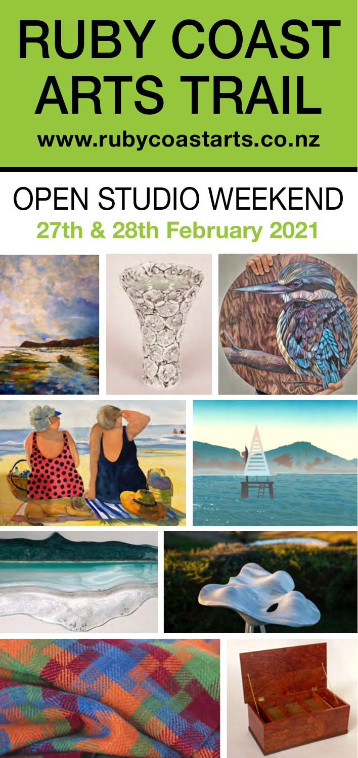# RUBY COAST ARTS TRAIL

**www.rubycoastarts.co.nz**

## OPEN STUDIO WEEKEND

**27th & 28th February 2021**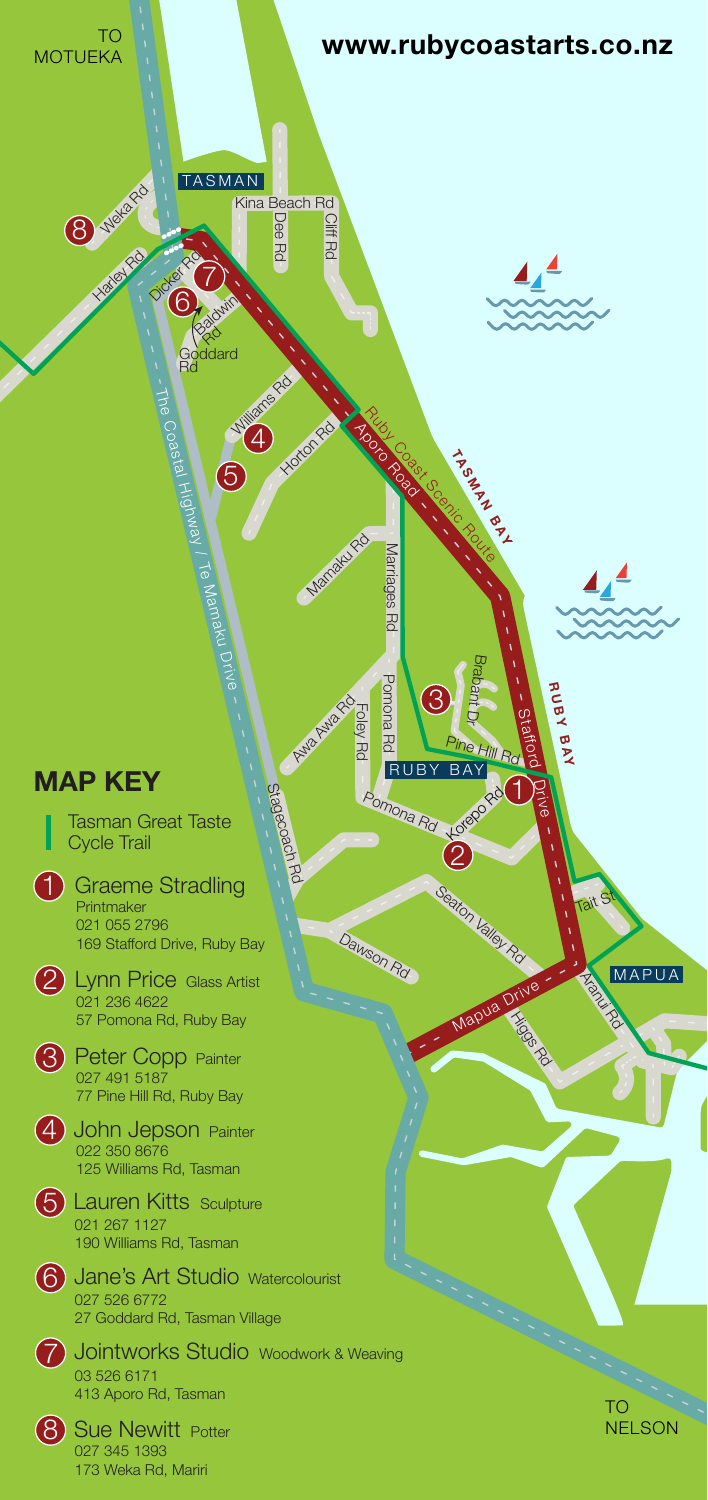www.rubycoastarts.co.nz

TO MOTUEKA

TASMAN

Kina Beach Rd

Dee Rd

Cliff Rd

Weka Rd

Harley Rd

Dicker Rd

Baldwin Rd

Goddard Rd

Williams Rd

Horton Rd

The Coastal Highway / Te Mamaku Drive

Ruby Coast Scenic Route

Aporo Road

TASMAN BAY

Mamaku Rd

Marriages Rd

Brabant Dr

Pomona Rd

Foley Rd

Awa Awa Rd

Pine Hill Rd

Stafford Drive

RUBY BAY

RUBY BAY

Korepo Rd

Pomona Rd

Stagecoach Rd

Seaton Valley Rd

Tait St

Dawson Rd

MAPUA

Mapua Drive

Aranui Rd

Higgs Rd

TO NELSON

## MAP KEY

Tasman Great Taste Cycle Trail

1. **Graeme Stradling** Printmaker
   021 055 2796
   169 Stafford Drive, Ruby Bay
2. **Lynn Price** Glass Artist
   021 236 4622
   57 Pomona Rd, Ruby Bay
3. **Peter Copp** Painter
   027 491 5187
   77 Pine Hill Rd, Ruby Bay
4. **John Jepson** Painter
   022 350 8676
   125 Williams Rd, Tasman
5. **Lauren Kitts** Sculpture
   021 267 1127
   190 Williams Rd, Tasman
6. **Jane's Art Studio** Watercolourist
   027 526 6772
   27 Goddard Rd, Tasman Village
7. **Jointworks Studio** Woodwork & Weaving
   03 526 6171
   413 Aporo Rd, Tasman
8. **Sue Newitt** Potter
   027 345 1393
   173 Weka Rd, Mariri